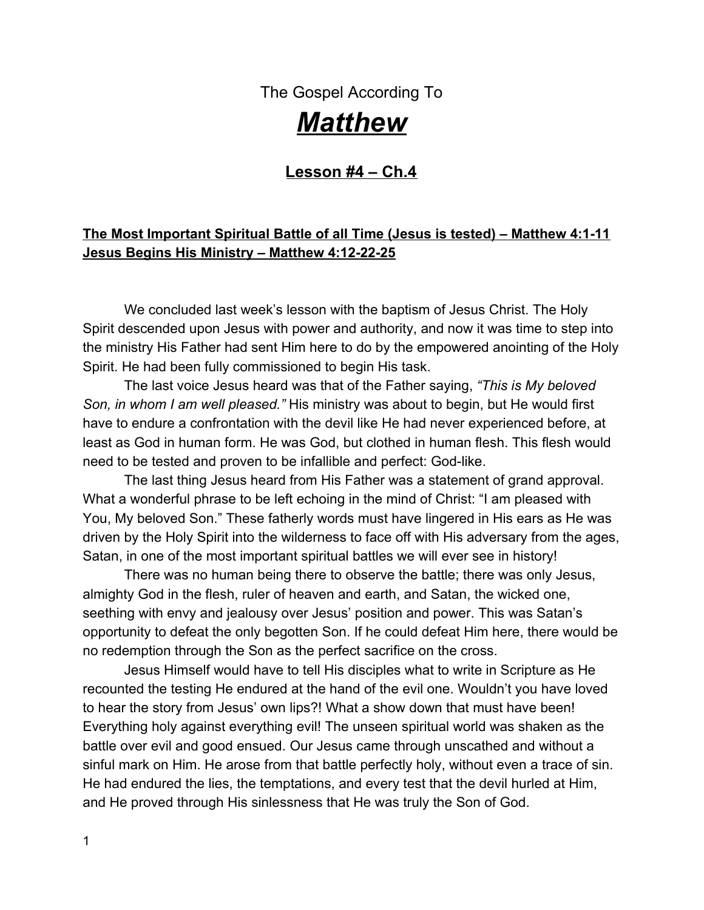The Gospel According To

# ***Matthew***

## **Lesson #4 – Ch.4**

**The Most Important Spiritual Battle of all Time (Jesus is tested) – Matthew 4:1-11**
**Jesus Begins His Ministry – Matthew 4:12-22-25**

We concluded last week's lesson with the baptism of Jesus Christ. The Holy Spirit descended upon Jesus with power and authority, and now it was time to step into the ministry His Father had sent Him here to do by the empowered anointing of the Holy Spirit. He had been fully commissioned to begin His task.

The last voice Jesus heard was that of the Father saying, *"This is My beloved Son, in whom I am well pleased."* His ministry was about to begin, but He would first have to endure a confrontation with the devil like He had never experienced before, at least as God in human form. He was God, but clothed in human flesh. This flesh would need to be tested and proven to be infallible and perfect: God-like.

The last thing Jesus heard from His Father was a statement of grand approval. What a wonderful phrase to be left echoing in the mind of Christ: "I am pleased with You, My beloved Son." These fatherly words must have lingered in His ears as He was driven by the Holy Spirit into the wilderness to face off with His adversary from the ages, Satan, in one of the most important spiritual battles we will ever see in history!

There was no human being there to observe the battle; there was only Jesus, almighty God in the flesh, ruler of heaven and earth, and Satan, the wicked one, seething with envy and jealousy over Jesus' position and power. This was Satan's opportunity to defeat the only begotten Son. If he could defeat Him here, there would be no redemption through the Son as the perfect sacrifice on the cross.

Jesus Himself would have to tell His disciples what to write in Scripture as He recounted the testing He endured at the hand of the evil one. Wouldn't you have loved to hear the story from Jesus' own lips?! What a show down that must have been! Everything holy against everything evil! The unseen spiritual world was shaken as the battle over evil and good ensued. Our Jesus came through unscathed and without a sinful mark on Him. He arose from that battle perfectly holy, without even a trace of sin. He had endured the lies, the temptations, and every test that the devil hurled at Him, and He proved through His sinlessness that He was truly the Son of God.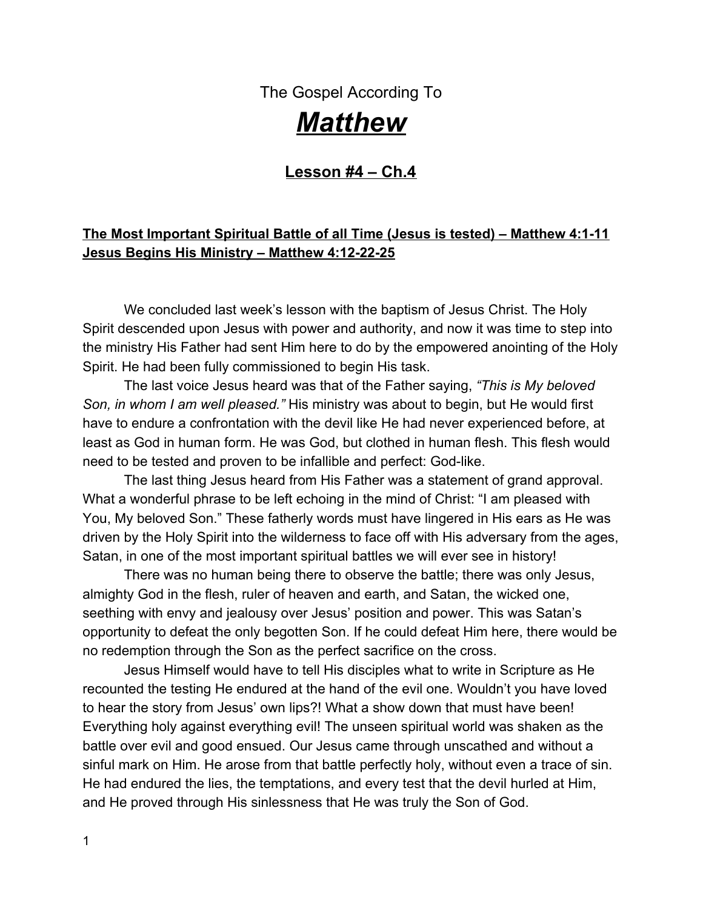The Gospel According To

# ***Matthew***

## Lesson #4 – Ch.4

**The Most Important Spiritual Battle of all Time (Jesus is tested) – Matthew 4:1-11**
**Jesus Begins His Ministry – Matthew 4:12-22-25**

We concluded last week's lesson with the baptism of Jesus Christ. The Holy Spirit descended upon Jesus with power and authority, and now it was time to step into the ministry His Father had sent Him here to do by the empowered anointing of the Holy Spirit. He had been fully commissioned to begin His task.

The last voice Jesus heard was that of the Father saying, *"This is My beloved Son, in whom I am well pleased."* His ministry was about to begin, but He would first have to endure a confrontation with the devil like He had never experienced before, at least as God in human form. He was God, but clothed in human flesh. This flesh would need to be tested and proven to be infallible and perfect: God-like.

The last thing Jesus heard from His Father was a statement of grand approval. What a wonderful phrase to be left echoing in the mind of Christ: "I am pleased with You, My beloved Son." These fatherly words must have lingered in His ears as He was driven by the Holy Spirit into the wilderness to face off with His adversary from the ages, Satan, in one of the most important spiritual battles we will ever see in history!

There was no human being there to observe the battle; there was only Jesus, almighty God in the flesh, ruler of heaven and earth, and Satan, the wicked one, seething with envy and jealousy over Jesus' position and power. This was Satan's opportunity to defeat the only begotten Son. If he could defeat Him here, there would be no redemption through the Son as the perfect sacrifice on the cross.

Jesus Himself would have to tell His disciples what to write in Scripture as He recounted the testing He endured at the hand of the evil one. Wouldn't you have loved to hear the story from Jesus' own lips?! What a show down that must have been! Everything holy against everything evil! The unseen spiritual world was shaken as the battle over evil and good ensued. Our Jesus came through unscathed and without a sinful mark on Him. He arose from that battle perfectly holy, without even a trace of sin. He had endured the lies, the temptations, and every test that the devil hurled at Him, and He proved through His sinlessness that He was truly the Son of God.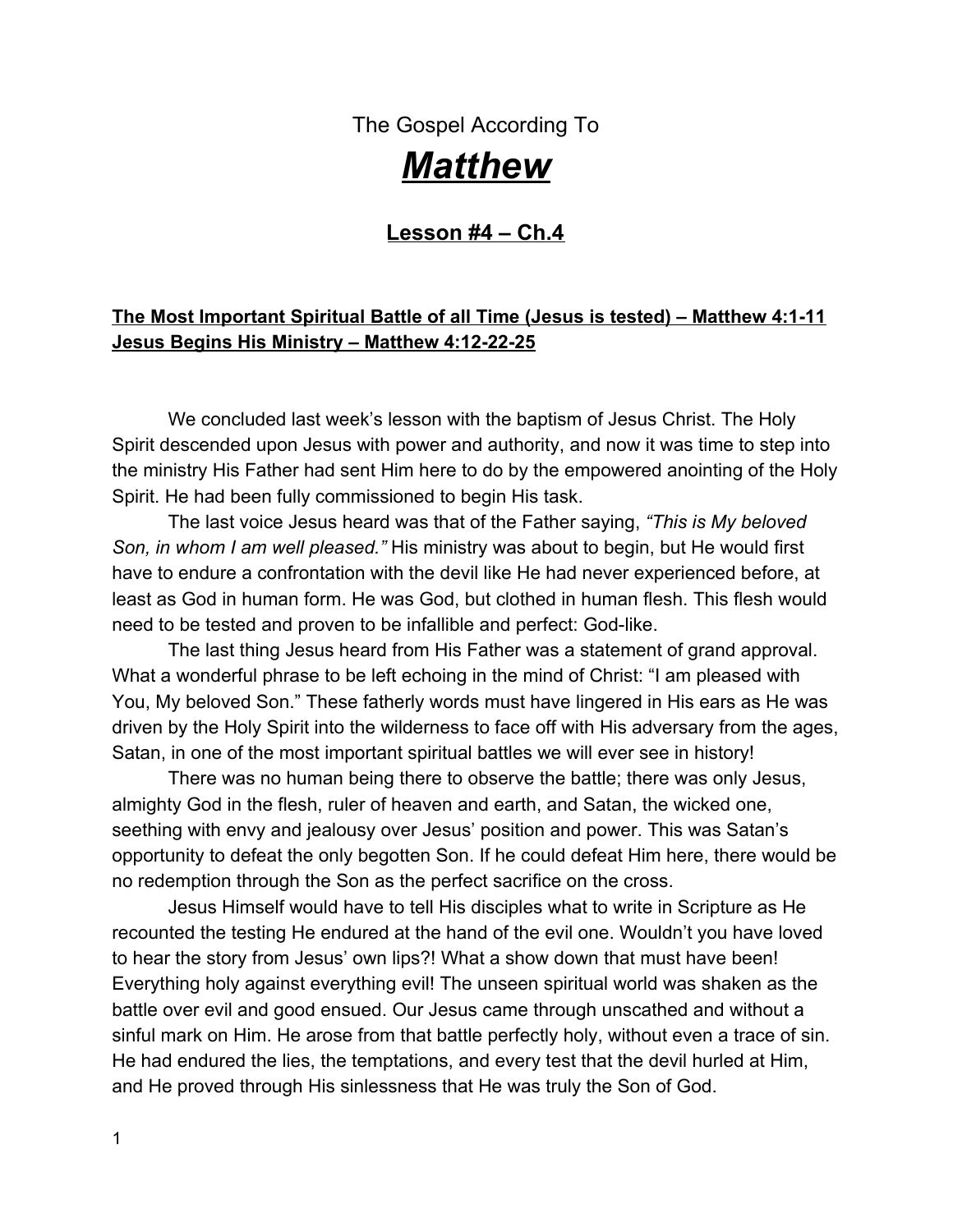The Gospel According To

# ***Matthew***

## Lesson #4 – Ch.4

**The Most Important Spiritual Battle of all Time (Jesus is tested) – Matthew 4:1-11**
**Jesus Begins His Ministry – Matthew 4:12-22-25**

We concluded last week's lesson with the baptism of Jesus Christ. The Holy Spirit descended upon Jesus with power and authority, and now it was time to step into the ministry His Father had sent Him here to do by the empowered anointing of the Holy Spirit. He had been fully commissioned to begin His task.

The last voice Jesus heard was that of the Father saying, *"This is My beloved Son, in whom I am well pleased."* His ministry was about to begin, but He would first have to endure a confrontation with the devil like He had never experienced before, at least as God in human form. He was God, but clothed in human flesh. This flesh would need to be tested and proven to be infallible and perfect: God-like.

The last thing Jesus heard from His Father was a statement of grand approval. What a wonderful phrase to be left echoing in the mind of Christ: "I am pleased with You, My beloved Son." These fatherly words must have lingered in His ears as He was driven by the Holy Spirit into the wilderness to face off with His adversary from the ages, Satan, in one of the most important spiritual battles we will ever see in history!

There was no human being there to observe the battle; there was only Jesus, almighty God in the flesh, ruler of heaven and earth, and Satan, the wicked one, seething with envy and jealousy over Jesus' position and power. This was Satan's opportunity to defeat the only begotten Son. If he could defeat Him here, there would be no redemption through the Son as the perfect sacrifice on the cross.

Jesus Himself would have to tell His disciples what to write in Scripture as He recounted the testing He endured at the hand of the evil one. Wouldn't you have loved to hear the story from Jesus' own lips?! What a show down that must have been! Everything holy against everything evil! The unseen spiritual world was shaken as the battle over evil and good ensued. Our Jesus came through unscathed and without a sinful mark on Him. He arose from that battle perfectly holy, without even a trace of sin. He had endured the lies, the temptations, and every test that the devil hurled at Him, and He proved through His sinlessness that He was truly the Son of God.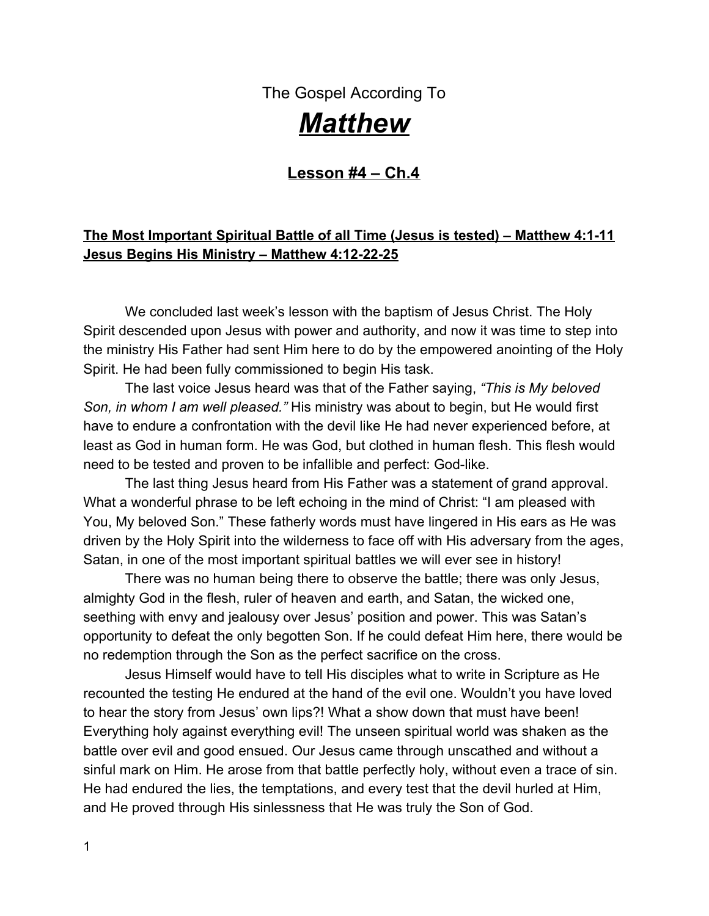The Gospel According To

# *Matthew*

## Lesson #4 – Ch.4

**The Most Important Spiritual Battle of all Time (Jesus is tested) – Matthew 4:1-11**
**Jesus Begins His Ministry – Matthew 4:12-22-25**

We concluded last week's lesson with the baptism of Jesus Christ. The Holy Spirit descended upon Jesus with power and authority, and now it was time to step into the ministry His Father had sent Him here to do by the empowered anointing of the Holy Spirit. He had been fully commissioned to begin His task.

The last voice Jesus heard was that of the Father saying, *"This is My beloved Son, in whom I am well pleased."* His ministry was about to begin, but He would first have to endure a confrontation with the devil like He had never experienced before, at least as God in human form. He was God, but clothed in human flesh. This flesh would need to be tested and proven to be infallible and perfect: God-like.

The last thing Jesus heard from His Father was a statement of grand approval. What a wonderful phrase to be left echoing in the mind of Christ: "I am pleased with You, My beloved Son." These fatherly words must have lingered in His ears as He was driven by the Holy Spirit into the wilderness to face off with His adversary from the ages, Satan, in one of the most important spiritual battles we will ever see in history!

There was no human being there to observe the battle; there was only Jesus, almighty God in the flesh, ruler of heaven and earth, and Satan, the wicked one, seething with envy and jealousy over Jesus' position and power. This was Satan's opportunity to defeat the only begotten Son. If he could defeat Him here, there would be no redemption through the Son as the perfect sacrifice on the cross.

Jesus Himself would have to tell His disciples what to write in Scripture as He recounted the testing He endured at the hand of the evil one. Wouldn't you have loved to hear the story from Jesus' own lips?! What a show down that must have been! Everything holy against everything evil! The unseen spiritual world was shaken as the battle over evil and good ensued. Our Jesus came through unscathed and without a sinful mark on Him. He arose from that battle perfectly holy, without even a trace of sin. He had endured the lies, the temptations, and every test that the devil hurled at Him, and He proved through His sinlessness that He was truly the Son of God.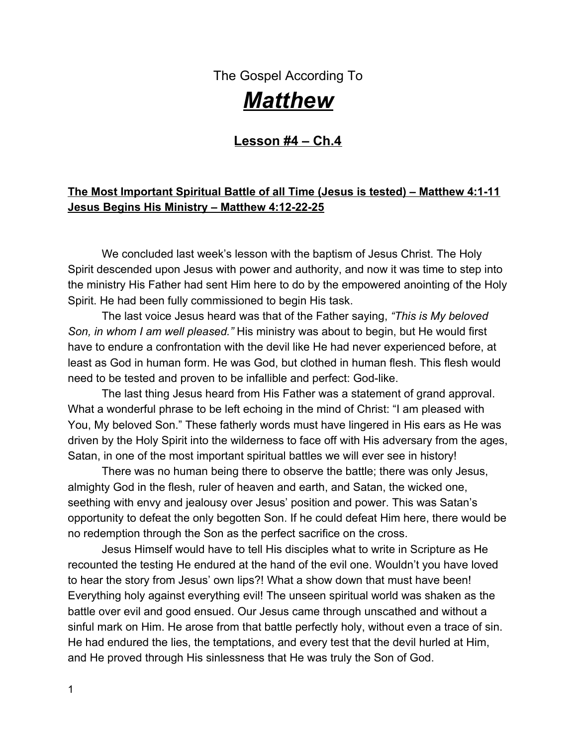The Gospel According To

# ***Matthew***

## **Lesson #4 – Ch.4**

**The Most Important Spiritual Battle of all Time (Jesus is tested) – Matthew 4:1-11**
**Jesus Begins His Ministry – Matthew 4:12-22-25**

We concluded last week's lesson with the baptism of Jesus Christ. The Holy Spirit descended upon Jesus with power and authority, and now it was time to step into the ministry His Father had sent Him here to do by the empowered anointing of the Holy Spirit. He had been fully commissioned to begin His task.

The last voice Jesus heard was that of the Father saying, *"This is My beloved Son, in whom I am well pleased."* His ministry was about to begin, but He would first have to endure a confrontation with the devil like He had never experienced before, at least as God in human form. He was God, but clothed in human flesh. This flesh would need to be tested and proven to be infallible and perfect: God-like.

The last thing Jesus heard from His Father was a statement of grand approval. What a wonderful phrase to be left echoing in the mind of Christ: "I am pleased with You, My beloved Son." These fatherly words must have lingered in His ears as He was driven by the Holy Spirit into the wilderness to face off with His adversary from the ages, Satan, in one of the most important spiritual battles we will ever see in history!

There was no human being there to observe the battle; there was only Jesus, almighty God in the flesh, ruler of heaven and earth, and Satan, the wicked one, seething with envy and jealousy over Jesus' position and power. This was Satan's opportunity to defeat the only begotten Son. If he could defeat Him here, there would be no redemption through the Son as the perfect sacrifice on the cross.

Jesus Himself would have to tell His disciples what to write in Scripture as He recounted the testing He endured at the hand of the evil one. Wouldn't you have loved to hear the story from Jesus' own lips?! What a show down that must have been! Everything holy against everything evil! The unseen spiritual world was shaken as the battle over evil and good ensued. Our Jesus came through unscathed and without a sinful mark on Him. He arose from that battle perfectly holy, without even a trace of sin. He had endured the lies, the temptations, and every test that the devil hurled at Him, and He proved through His sinlessness that He was truly the Son of God.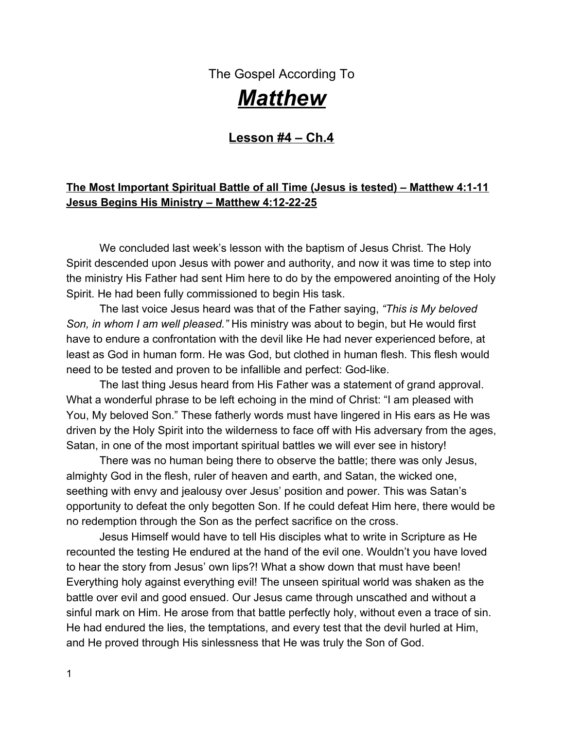The Gospel According To

# ***Matthew***

## Lesson #4 – Ch.4

**The Most Important Spiritual Battle of all Time (Jesus is tested) – Matthew 4:1-11**
**Jesus Begins His Ministry – Matthew 4:12-22-25**

We concluded last week's lesson with the baptism of Jesus Christ. The Holy Spirit descended upon Jesus with power and authority, and now it was time to step into the ministry His Father had sent Him here to do by the empowered anointing of the Holy Spirit. He had been fully commissioned to begin His task.

The last voice Jesus heard was that of the Father saying, *"This is My beloved Son, in whom I am well pleased."* His ministry was about to begin, but He would first have to endure a confrontation with the devil like He had never experienced before, at least as God in human form. He was God, but clothed in human flesh. This flesh would need to be tested and proven to be infallible and perfect: God-like.

The last thing Jesus heard from His Father was a statement of grand approval. What a wonderful phrase to be left echoing in the mind of Christ: "I am pleased with You, My beloved Son." These fatherly words must have lingered in His ears as He was driven by the Holy Spirit into the wilderness to face off with His adversary from the ages, Satan, in one of the most important spiritual battles we will ever see in history!

There was no human being there to observe the battle; there was only Jesus, almighty God in the flesh, ruler of heaven and earth, and Satan, the wicked one, seething with envy and jealousy over Jesus' position and power. This was Satan's opportunity to defeat the only begotten Son. If he could defeat Him here, there would be no redemption through the Son as the perfect sacrifice on the cross.

Jesus Himself would have to tell His disciples what to write in Scripture as He recounted the testing He endured at the hand of the evil one. Wouldn't you have loved to hear the story from Jesus' own lips?! What a show down that must have been! Everything holy against everything evil! The unseen spiritual world was shaken as the battle over evil and good ensued. Our Jesus came through unscathed and without a sinful mark on Him. He arose from that battle perfectly holy, without even a trace of sin. He had endured the lies, the temptations, and every test that the devil hurled at Him, and He proved through His sinlessness that He was truly the Son of God.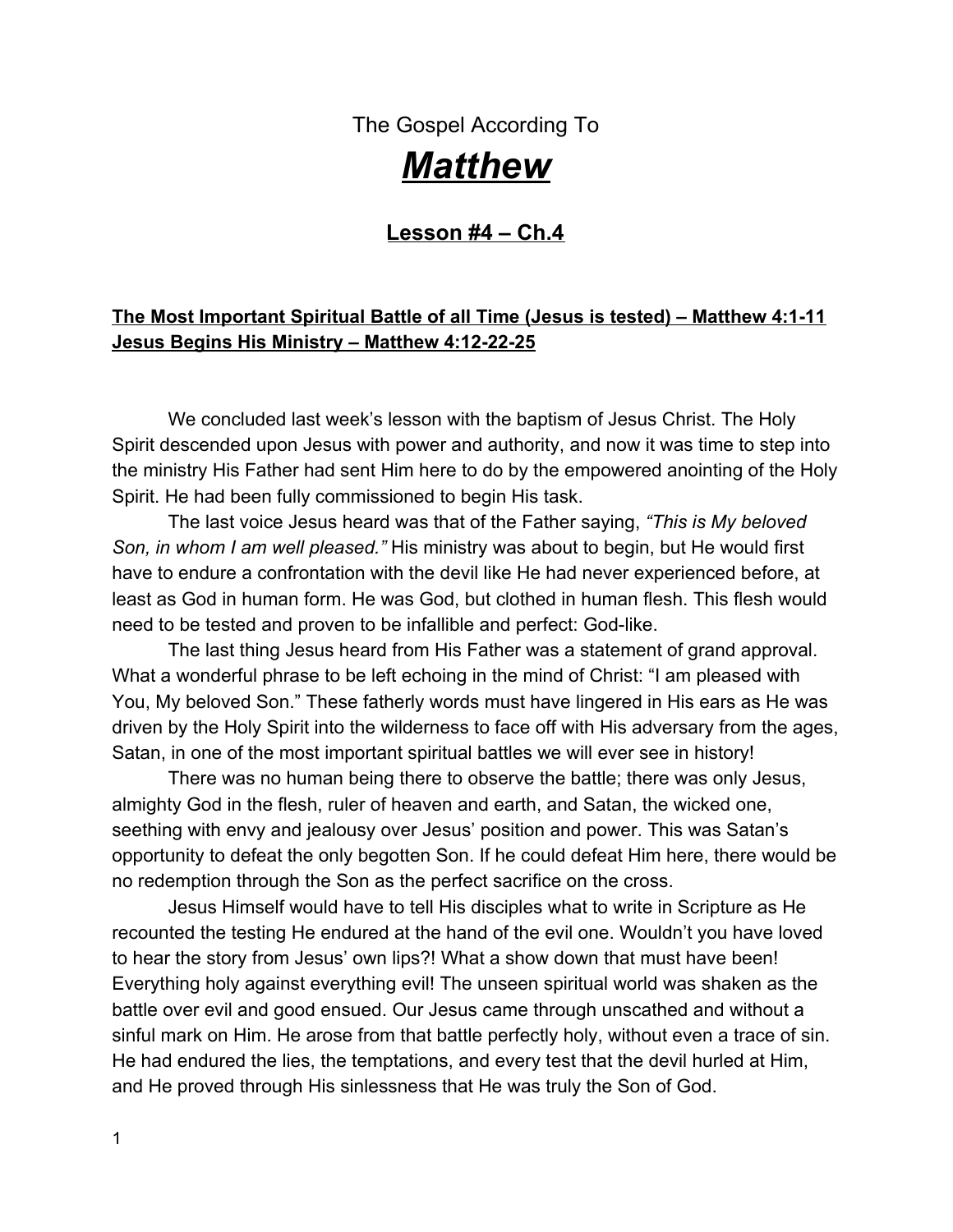The Gospel According To

# *Matthew*

## Lesson #4 – Ch.4

**The Most Important Spiritual Battle of all Time (Jesus is tested) – Matthew 4:1-11**
**Jesus Begins His Ministry – Matthew 4:12-22-25**

We concluded last week's lesson with the baptism of Jesus Christ. The Holy Spirit descended upon Jesus with power and authority, and now it was time to step into the ministry His Father had sent Him here to do by the empowered anointing of the Holy Spirit. He had been fully commissioned to begin His task.

The last voice Jesus heard was that of the Father saying, *"This is My beloved Son, in whom I am well pleased."* His ministry was about to begin, but He would first have to endure a confrontation with the devil like He had never experienced before, at least as God in human form. He was God, but clothed in human flesh. This flesh would need to be tested and proven to be infallible and perfect: God-like.

The last thing Jesus heard from His Father was a statement of grand approval. What a wonderful phrase to be left echoing in the mind of Christ: "I am pleased with You, My beloved Son." These fatherly words must have lingered in His ears as He was driven by the Holy Spirit into the wilderness to face off with His adversary from the ages, Satan, in one of the most important spiritual battles we will ever see in history!

There was no human being there to observe the battle; there was only Jesus, almighty God in the flesh, ruler of heaven and earth, and Satan, the wicked one, seething with envy and jealousy over Jesus' position and power. This was Satan's opportunity to defeat the only begotten Son. If he could defeat Him here, there would be no redemption through the Son as the perfect sacrifice on the cross.

Jesus Himself would have to tell His disciples what to write in Scripture as He recounted the testing He endured at the hand of the evil one. Wouldn't you have loved to hear the story from Jesus' own lips?! What a show down that must have been! Everything holy against everything evil! The unseen spiritual world was shaken as the battle over evil and good ensued. Our Jesus came through unscathed and without a sinful mark on Him. He arose from that battle perfectly holy, without even a trace of sin. He had endured the lies, the temptations, and every test that the devil hurled at Him, and He proved through His sinlessness that He was truly the Son of God.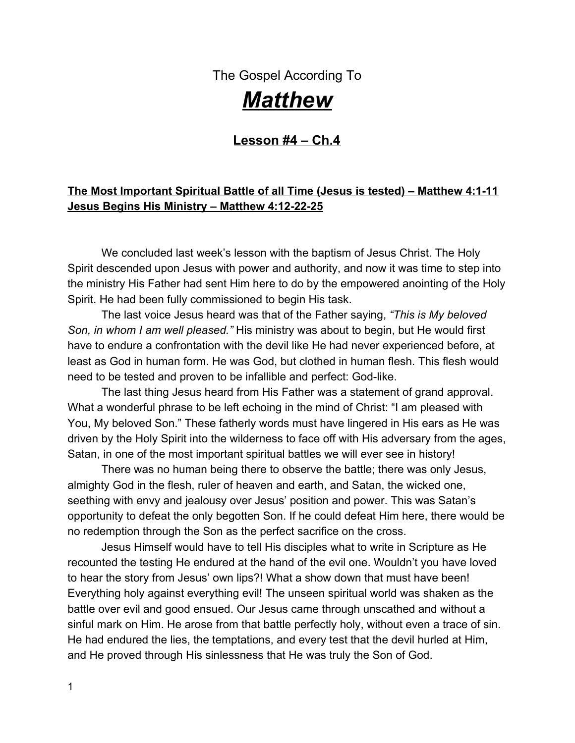The Gospel According To

# ***Matthew***

## Lesson #4 – Ch.4

**The Most Important Spiritual Battle of all Time (Jesus is tested) – Matthew 4:1-11**
**Jesus Begins His Ministry – Matthew 4:12-22-25**

We concluded last week's lesson with the baptism of Jesus Christ. The Holy Spirit descended upon Jesus with power and authority, and now it was time to step into the ministry His Father had sent Him here to do by the empowered anointing of the Holy Spirit. He had been fully commissioned to begin His task.

The last voice Jesus heard was that of the Father saying, *"This is My beloved Son, in whom I am well pleased."* His ministry was about to begin, but He would first have to endure a confrontation with the devil like He had never experienced before, at least as God in human form. He was God, but clothed in human flesh. This flesh would need to be tested and proven to be infallible and perfect: God-like.

The last thing Jesus heard from His Father was a statement of grand approval. What a wonderful phrase to be left echoing in the mind of Christ: "I am pleased with You, My beloved Son." These fatherly words must have lingered in His ears as He was driven by the Holy Spirit into the wilderness to face off with His adversary from the ages, Satan, in one of the most important spiritual battles we will ever see in history!

There was no human being there to observe the battle; there was only Jesus, almighty God in the flesh, ruler of heaven and earth, and Satan, the wicked one, seething with envy and jealousy over Jesus' position and power. This was Satan's opportunity to defeat the only begotten Son. If he could defeat Him here, there would be no redemption through the Son as the perfect sacrifice on the cross.

Jesus Himself would have to tell His disciples what to write in Scripture as He recounted the testing He endured at the hand of the evil one. Wouldn't you have loved to hear the story from Jesus' own lips?! What a show down that must have been! Everything holy against everything evil! The unseen spiritual world was shaken as the battle over evil and good ensued. Our Jesus came through unscathed and without a sinful mark on Him. He arose from that battle perfectly holy, without even a trace of sin. He had endured the lies, the temptations, and every test that the devil hurled at Him, and He proved through His sinlessness that He was truly the Son of God.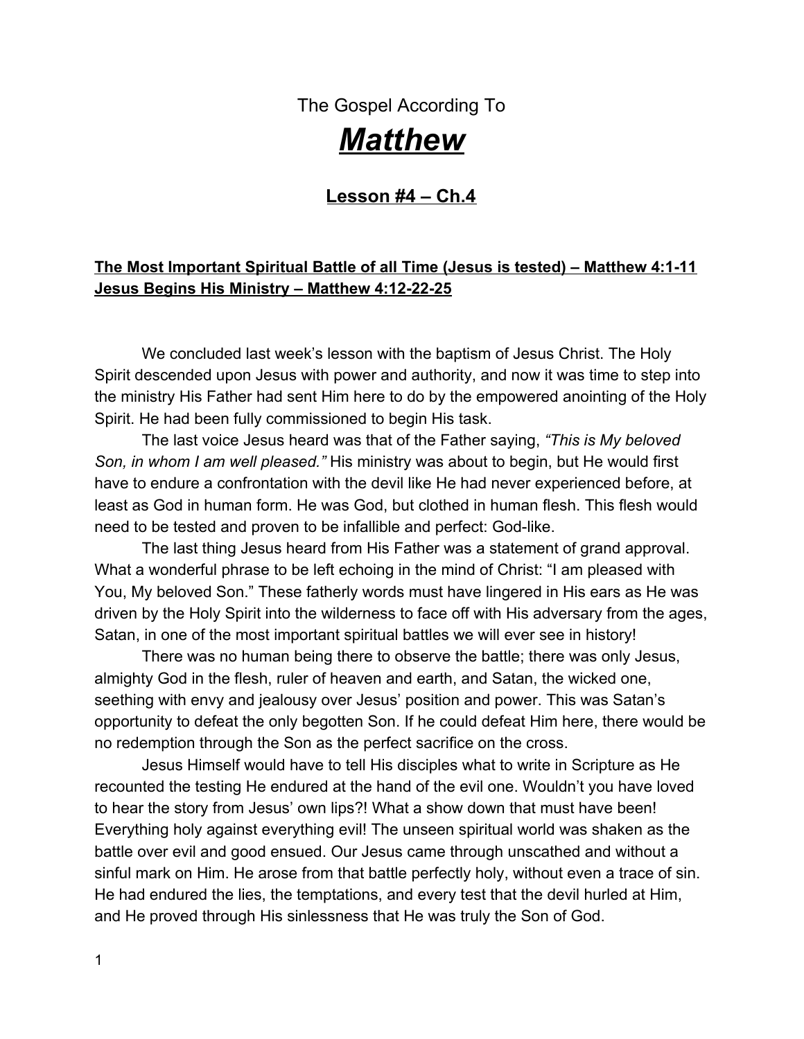The Gospel According To

# *Matthew*

## Lesson #4 – Ch.4

**The Most Important Spiritual Battle of all Time (Jesus is tested) – Matthew 4:1-11**
**Jesus Begins His Ministry – Matthew 4:12-22-25**

We concluded last week's lesson with the baptism of Jesus Christ. The Holy Spirit descended upon Jesus with power and authority, and now it was time to step into the ministry His Father had sent Him here to do by the empowered anointing of the Holy Spirit. He had been fully commissioned to begin His task.

The last voice Jesus heard was that of the Father saying, *"This is My beloved Son, in whom I am well pleased."* His ministry was about to begin, but He would first have to endure a confrontation with the devil like He had never experienced before, at least as God in human form. He was God, but clothed in human flesh. This flesh would need to be tested and proven to be infallible and perfect: God-like.

The last thing Jesus heard from His Father was a statement of grand approval. What a wonderful phrase to be left echoing in the mind of Christ: "I am pleased with You, My beloved Son." These fatherly words must have lingered in His ears as He was driven by the Holy Spirit into the wilderness to face off with His adversary from the ages, Satan, in one of the most important spiritual battles we will ever see in history!

There was no human being there to observe the battle; there was only Jesus, almighty God in the flesh, ruler of heaven and earth, and Satan, the wicked one, seething with envy and jealousy over Jesus' position and power. This was Satan's opportunity to defeat the only begotten Son. If he could defeat Him here, there would be no redemption through the Son as the perfect sacrifice on the cross.

Jesus Himself would have to tell His disciples what to write in Scripture as He recounted the testing He endured at the hand of the evil one. Wouldn't you have loved to hear the story from Jesus' own lips?! What a show down that must have been! Everything holy against everything evil! The unseen spiritual world was shaken as the battle over evil and good ensued. Our Jesus came through unscathed and without a sinful mark on Him. He arose from that battle perfectly holy, without even a trace of sin. He had endured the lies, the temptations, and every test that the devil hurled at Him, and He proved through His sinlessness that He was truly the Son of God.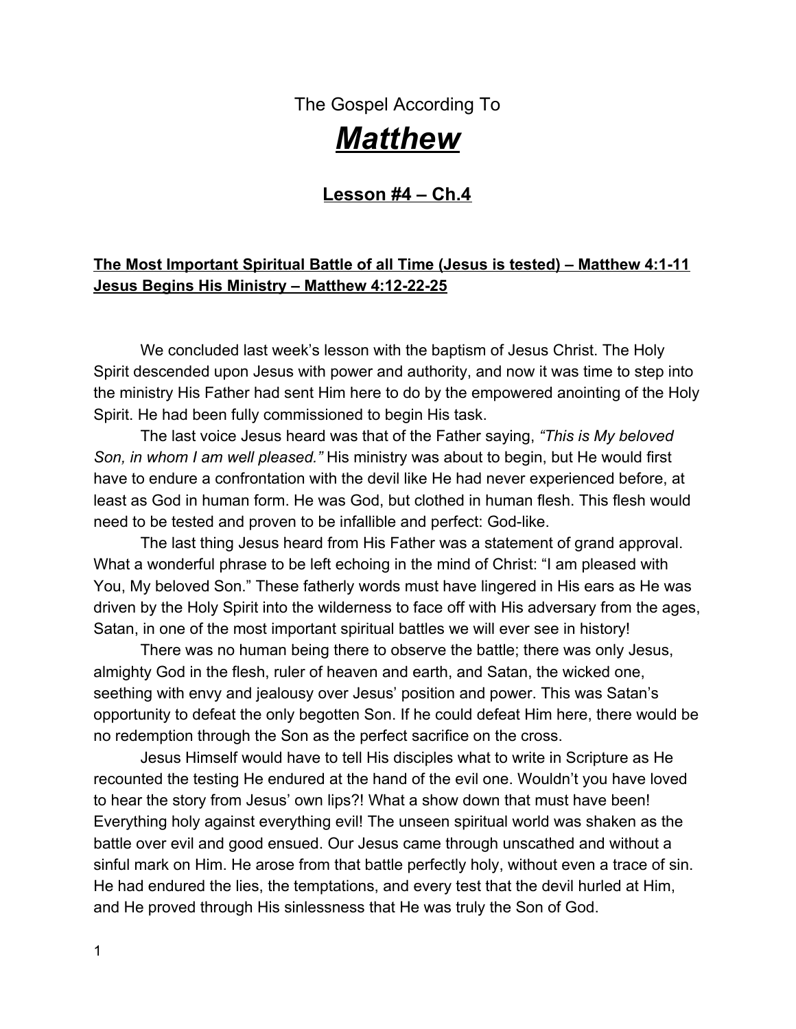The Gospel According To

# ***Matthew***

## **Lesson #4 – Ch.4**

**The Most Important Spiritual Battle of all Time (Jesus is tested) – Matthew 4:1-11**
**Jesus Begins His Ministry – Matthew 4:12-22-25**

We concluded last week's lesson with the baptism of Jesus Christ. The Holy Spirit descended upon Jesus with power and authority, and now it was time to step into the ministry His Father had sent Him here to do by the empowered anointing of the Holy Spirit. He had been fully commissioned to begin His task.

The last voice Jesus heard was that of the Father saying, *"This is My beloved Son, in whom I am well pleased."* His ministry was about to begin, but He would first have to endure a confrontation with the devil like He had never experienced before, at least as God in human form. He was God, but clothed in human flesh. This flesh would need to be tested and proven to be infallible and perfect: God-like.

The last thing Jesus heard from His Father was a statement of grand approval. What a wonderful phrase to be left echoing in the mind of Christ: "I am pleased with You, My beloved Son." These fatherly words must have lingered in His ears as He was driven by the Holy Spirit into the wilderness to face off with His adversary from the ages, Satan, in one of the most important spiritual battles we will ever see in history!

There was no human being there to observe the battle; there was only Jesus, almighty God in the flesh, ruler of heaven and earth, and Satan, the wicked one, seething with envy and jealousy over Jesus' position and power. This was Satan's opportunity to defeat the only begotten Son. If he could defeat Him here, there would be no redemption through the Son as the perfect sacrifice on the cross.

Jesus Himself would have to tell His disciples what to write in Scripture as He recounted the testing He endured at the hand of the evil one. Wouldn't you have loved to hear the story from Jesus' own lips?! What a show down that must have been! Everything holy against everything evil! The unseen spiritual world was shaken as the battle over evil and good ensued. Our Jesus came through unscathed and without a sinful mark on Him. He arose from that battle perfectly holy, without even a trace of sin. He had endured the lies, the temptations, and every test that the devil hurled at Him, and He proved through His sinlessness that He was truly the Son of God.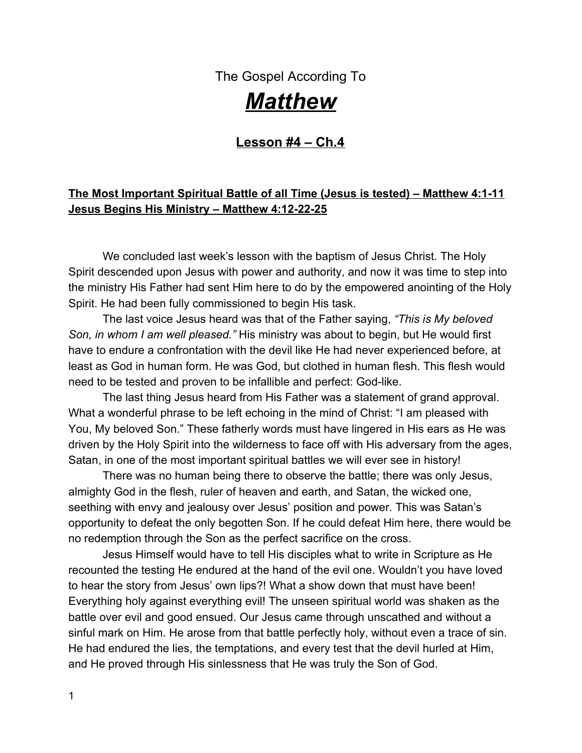The Gospel According To

# *Matthew*

## Lesson #4 – Ch.4

**The Most Important Spiritual Battle of all Time (Jesus is tested) – Matthew 4:1-11**
**Jesus Begins His Ministry – Matthew 4:12-22-25**

We concluded last week's lesson with the baptism of Jesus Christ. The Holy Spirit descended upon Jesus with power and authority, and now it was time to step into the ministry His Father had sent Him here to do by the empowered anointing of the Holy Spirit. He had been fully commissioned to begin His task.

The last voice Jesus heard was that of the Father saying, *"This is My beloved Son, in whom I am well pleased."* His ministry was about to begin, but He would first have to endure a confrontation with the devil like He had never experienced before, at least as God in human form. He was God, but clothed in human flesh. This flesh would need to be tested and proven to be infallible and perfect: God-like.

The last thing Jesus heard from His Father was a statement of grand approval. What a wonderful phrase to be left echoing in the mind of Christ: "I am pleased with You, My beloved Son." These fatherly words must have lingered in His ears as He was driven by the Holy Spirit into the wilderness to face off with His adversary from the ages, Satan, in one of the most important spiritual battles we will ever see in history!

There was no human being there to observe the battle; there was only Jesus, almighty God in the flesh, ruler of heaven and earth, and Satan, the wicked one, seething with envy and jealousy over Jesus' position and power. This was Satan's opportunity to defeat the only begotten Son. If he could defeat Him here, there would be no redemption through the Son as the perfect sacrifice on the cross.

Jesus Himself would have to tell His disciples what to write in Scripture as He recounted the testing He endured at the hand of the evil one. Wouldn't you have loved to hear the story from Jesus' own lips?! What a show down that must have been! Everything holy against everything evil! The unseen spiritual world was shaken as the battle over evil and good ensued. Our Jesus came through unscathed and without a sinful mark on Him. He arose from that battle perfectly holy, without even a trace of sin. He had endured the lies, the temptations, and every test that the devil hurled at Him, and He proved through His sinlessness that He was truly the Son of God.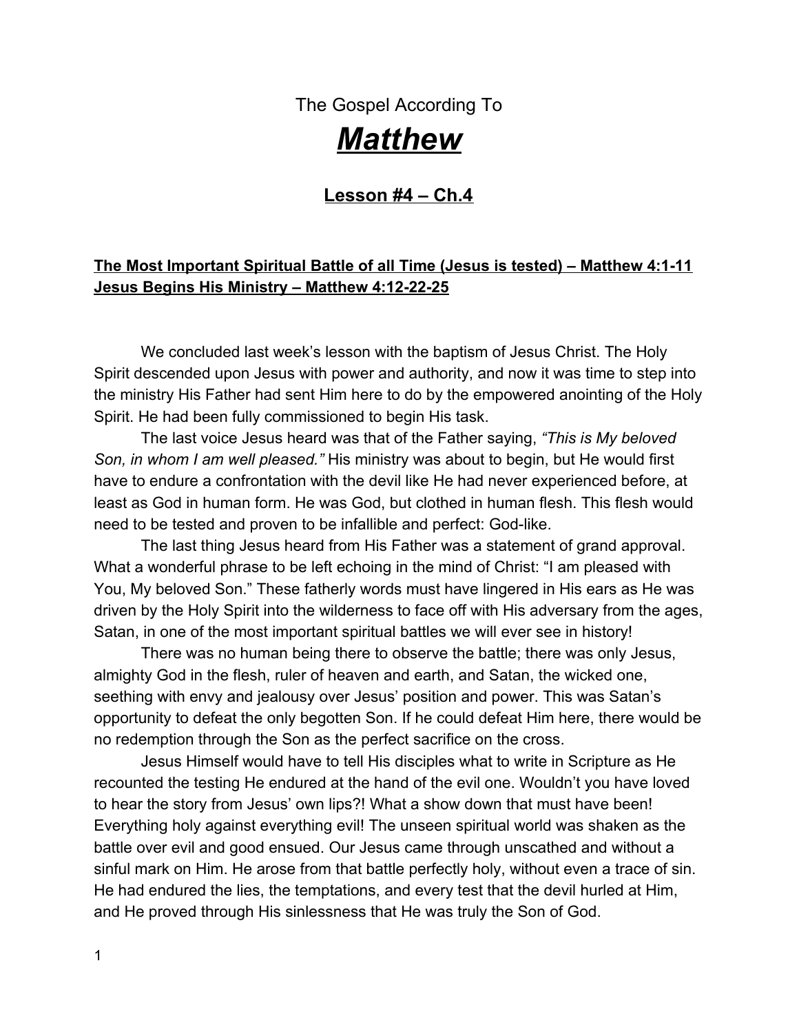The Gospel According To

# ***Matthew***

## **Lesson #4 – Ch.4**

**The Most Important Spiritual Battle of all Time (Jesus is tested) – Matthew 4:1-11**
**Jesus Begins His Ministry – Matthew 4:12-22-25**

We concluded last week's lesson with the baptism of Jesus Christ. The Holy Spirit descended upon Jesus with power and authority, and now it was time to step into the ministry His Father had sent Him here to do by the empowered anointing of the Holy Spirit. He had been fully commissioned to begin His task.

The last voice Jesus heard was that of the Father saying, *"This is My beloved Son, in whom I am well pleased."* His ministry was about to begin, but He would first have to endure a confrontation with the devil like He had never experienced before, at least as God in human form. He was God, but clothed in human flesh. This flesh would need to be tested and proven to be infallible and perfect: God-like.

The last thing Jesus heard from His Father was a statement of grand approval. What a wonderful phrase to be left echoing in the mind of Christ: "I am pleased with You, My beloved Son." These fatherly words must have lingered in His ears as He was driven by the Holy Spirit into the wilderness to face off with His adversary from the ages, Satan, in one of the most important spiritual battles we will ever see in history!

There was no human being there to observe the battle; there was only Jesus, almighty God in the flesh, ruler of heaven and earth, and Satan, the wicked one, seething with envy and jealousy over Jesus' position and power. This was Satan's opportunity to defeat the only begotten Son. If he could defeat Him here, there would be no redemption through the Son as the perfect sacrifice on the cross.

Jesus Himself would have to tell His disciples what to write in Scripture as He recounted the testing He endured at the hand of the evil one. Wouldn't you have loved to hear the story from Jesus' own lips?! What a show down that must have been! Everything holy against everything evil! The unseen spiritual world was shaken as the battle over evil and good ensued. Our Jesus came through unscathed and without a sinful mark on Him. He arose from that battle perfectly holy, without even a trace of sin. He had endured the lies, the temptations, and every test that the devil hurled at Him, and He proved through His sinlessness that He was truly the Son of God.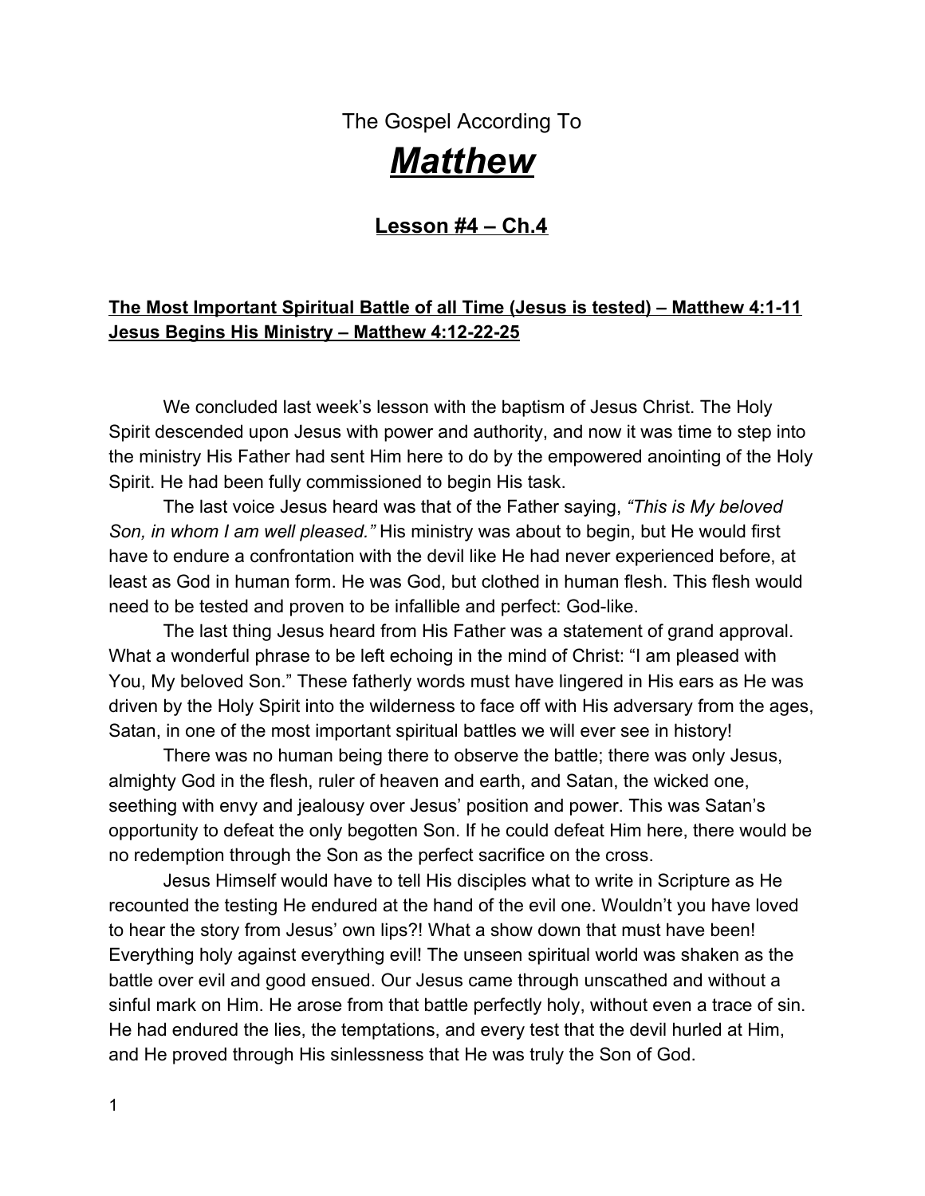The Gospel According To

# ***Matthew***

## **Lesson #4 – Ch.4**

**The Most Important Spiritual Battle of all Time (Jesus is tested) – Matthew 4:1-11**
**Jesus Begins His Ministry – Matthew 4:12-22-25**

We concluded last week's lesson with the baptism of Jesus Christ. The Holy Spirit descended upon Jesus with power and authority, and now it was time to step into the ministry His Father had sent Him here to do by the empowered anointing of the Holy Spirit. He had been fully commissioned to begin His task.

The last voice Jesus heard was that of the Father saying, *"This is My beloved Son, in whom I am well pleased."* His ministry was about to begin, but He would first have to endure a confrontation with the devil like He had never experienced before, at least as God in human form. He was God, but clothed in human flesh. This flesh would need to be tested and proven to be infallible and perfect: God-like.

The last thing Jesus heard from His Father was a statement of grand approval. What a wonderful phrase to be left echoing in the mind of Christ: "I am pleased with You, My beloved Son." These fatherly words must have lingered in His ears as He was driven by the Holy Spirit into the wilderness to face off with His adversary from the ages, Satan, in one of the most important spiritual battles we will ever see in history!

There was no human being there to observe the battle; there was only Jesus, almighty God in the flesh, ruler of heaven and earth, and Satan, the wicked one, seething with envy and jealousy over Jesus' position and power. This was Satan's opportunity to defeat the only begotten Son. If he could defeat Him here, there would be no redemption through the Son as the perfect sacrifice on the cross.

Jesus Himself would have to tell His disciples what to write in Scripture as He recounted the testing He endured at the hand of the evil one. Wouldn't you have loved to hear the story from Jesus' own lips?! What a show down that must have been! Everything holy against everything evil! The unseen spiritual world was shaken as the battle over evil and good ensued. Our Jesus came through unscathed and without a sinful mark on Him. He arose from that battle perfectly holy, without even a trace of sin. He had endured the lies, the temptations, and every test that the devil hurled at Him, and He proved through His sinlessness that He was truly the Son of God.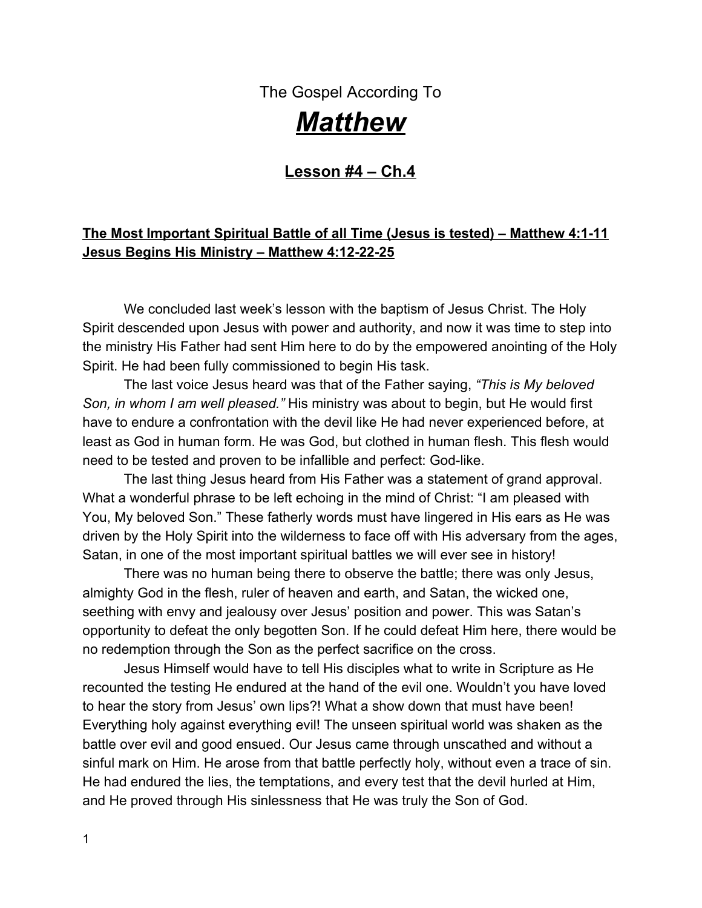The Gospel According To

# *Matthew*

## Lesson #4 – Ch.4

**The Most Important Spiritual Battle of all Time (Jesus is tested) – Matthew 4:1-11**
**Jesus Begins His Ministry – Matthew 4:12-22-25**

We concluded last week's lesson with the baptism of Jesus Christ. The Holy Spirit descended upon Jesus with power and authority, and now it was time to step into the ministry His Father had sent Him here to do by the empowered anointing of the Holy Spirit. He had been fully commissioned to begin His task.

The last voice Jesus heard was that of the Father saying, *"This is My beloved Son, in whom I am well pleased."* His ministry was about to begin, but He would first have to endure a confrontation with the devil like He had never experienced before, at least as God in human form. He was God, but clothed in human flesh. This flesh would need to be tested and proven to be infallible and perfect: God-like.

The last thing Jesus heard from His Father was a statement of grand approval. What a wonderful phrase to be left echoing in the mind of Christ: "I am pleased with You, My beloved Son." These fatherly words must have lingered in His ears as He was driven by the Holy Spirit into the wilderness to face off with His adversary from the ages, Satan, in one of the most important spiritual battles we will ever see in history!

There was no human being there to observe the battle; there was only Jesus, almighty God in the flesh, ruler of heaven and earth, and Satan, the wicked one, seething with envy and jealousy over Jesus' position and power. This was Satan's opportunity to defeat the only begotten Son. If he could defeat Him here, there would be no redemption through the Son as the perfect sacrifice on the cross.

Jesus Himself would have to tell His disciples what to write in Scripture as He recounted the testing He endured at the hand of the evil one. Wouldn't you have loved to hear the story from Jesus' own lips?! What a show down that must have been! Everything holy against everything evil! The unseen spiritual world was shaken as the battle over evil and good ensued. Our Jesus came through unscathed and without a sinful mark on Him. He arose from that battle perfectly holy, without even a trace of sin. He had endured the lies, the temptations, and every test that the devil hurled at Him, and He proved through His sinlessness that He was truly the Son of God.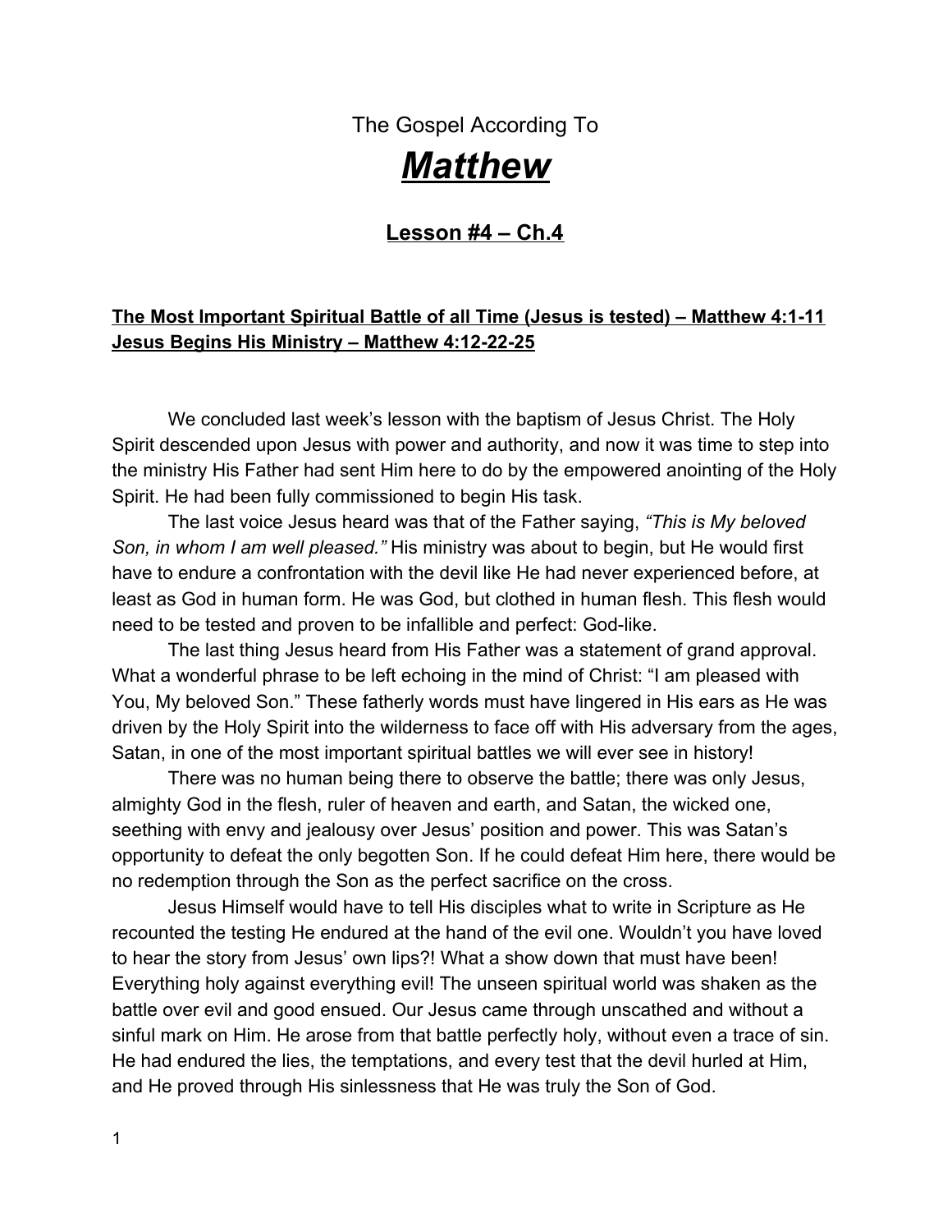The Gospel According To

# *Matthew*

## Lesson #4 – Ch.4

**The Most Important Spiritual Battle of all Time (Jesus is tested) – Matthew 4:1-11**
**Jesus Begins His Ministry – Matthew 4:12-22-25**

We concluded last week's lesson with the baptism of Jesus Christ. The Holy Spirit descended upon Jesus with power and authority, and now it was time to step into the ministry His Father had sent Him here to do by the empowered anointing of the Holy Spirit. He had been fully commissioned to begin His task.

The last voice Jesus heard was that of the Father saying, *"This is My beloved Son, in whom I am well pleased."* His ministry was about to begin, but He would first have to endure a confrontation with the devil like He had never experienced before, at least as God in human form. He was God, but clothed in human flesh. This flesh would need to be tested and proven to be infallible and perfect: God-like.

The last thing Jesus heard from His Father was a statement of grand approval. What a wonderful phrase to be left echoing in the mind of Christ: "I am pleased with You, My beloved Son." These fatherly words must have lingered in His ears as He was driven by the Holy Spirit into the wilderness to face off with His adversary from the ages, Satan, in one of the most important spiritual battles we will ever see in history!

There was no human being there to observe the battle; there was only Jesus, almighty God in the flesh, ruler of heaven and earth, and Satan, the wicked one, seething with envy and jealousy over Jesus' position and power. This was Satan's opportunity to defeat the only begotten Son. If he could defeat Him here, there would be no redemption through the Son as the perfect sacrifice on the cross.

Jesus Himself would have to tell His disciples what to write in Scripture as He recounted the testing He endured at the hand of the evil one. Wouldn't you have loved to hear the story from Jesus' own lips?! What a show down that must have been! Everything holy against everything evil! The unseen spiritual world was shaken as the battle over evil and good ensued. Our Jesus came through unscathed and without a sinful mark on Him. He arose from that battle perfectly holy, without even a trace of sin. He had endured the lies, the temptations, and every test that the devil hurled at Him, and He proved through His sinlessness that He was truly the Son of God.